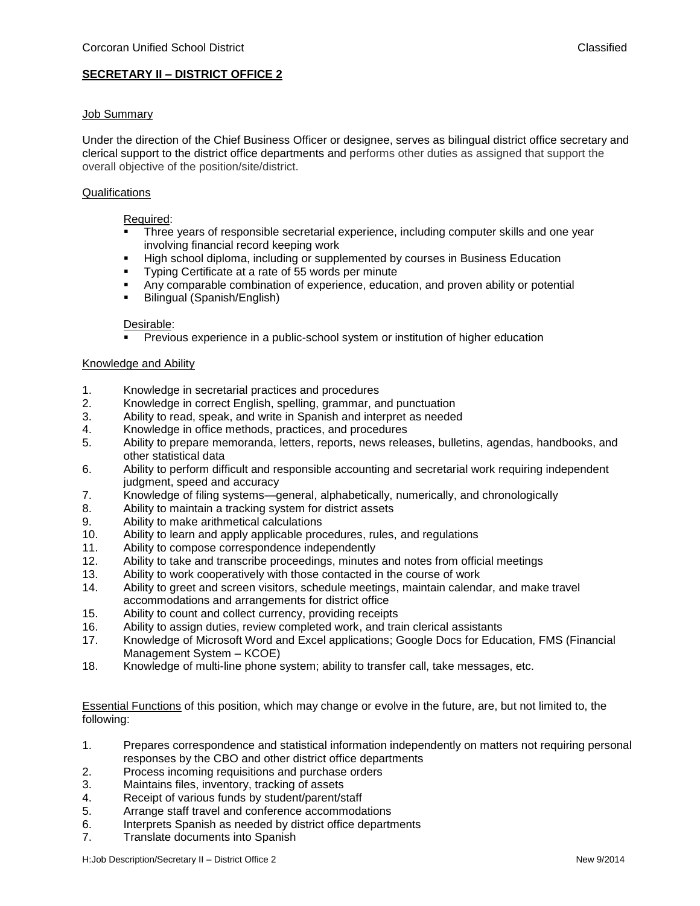Corcoran Unified School District Classified

**SECRETARY II – DISTRICT OFFICE 2**

Job Summary

Under the direction of the Chief Business Officer or designee, serves as bilingual district office secretary and clerical support to the district office departments and performs other duties as assigned that support the overall objective of the position/site/district.

Qualifications

Required:

- Three years of responsible secretarial experience, including computer skills and one year involving financial record keeping work
- High school diploma, including or supplemented by courses in Business Education
- Typing Certificate at a rate of 55 words per minute
- Any comparable combination of experience, education, and proven ability or potential
- Bilingual (Spanish/English)

Desirable:

- Previous experience in a public-school system or institution of higher education

Knowledge and Ability

1. Knowledge in secretarial practices and procedures
2. Knowledge in correct English, spelling, grammar, and punctuation
3. Ability to read, speak, and write in Spanish and interpret as needed
4. Knowledge in office methods, practices, and procedures
5. Ability to prepare memoranda, letters, reports, news releases, bulletins, agendas, handbooks, and other statistical data
6. Ability to perform difficult and responsible accounting and secretarial work requiring independent judgment, speed and accuracy
7. Knowledge of filing systems—general, alphabetically, numerically, and chronologically
8. Ability to maintain a tracking system for district assets
9. Ability to make arithmetical calculations
10. Ability to learn and apply applicable procedures, rules, and regulations
11. Ability to compose correspondence independently
12. Ability to take and transcribe proceedings, minutes and notes from official meetings
13. Ability to work cooperatively with those contacted in the course of work
14. Ability to greet and screen visitors, schedule meetings, maintain calendar, and make travel accommodations and arrangements for district office
15. Ability to count and collect currency, providing receipts
16. Ability to assign duties, review completed work, and train clerical assistants
17. Knowledge of Microsoft Word and Excel applications; Google Docs for Education, FMS (Financial Management System – KCOE)
18. Knowledge of multi-line phone system; ability to transfer call, take messages, etc.

Essential Functions of this position, which may change or evolve in the future, are, but not limited to, the following:

1. Prepares correspondence and statistical information independently on matters not requiring personal responses by the CBO and other district office departments
2. Process incoming requisitions and purchase orders
3. Maintains files, inventory, tracking of assets
4. Receipt of various funds by student/parent/staff
5. Arrange staff travel and conference accommodations
6. Interprets Spanish as needed by district office departments
7. Translate documents into Spanish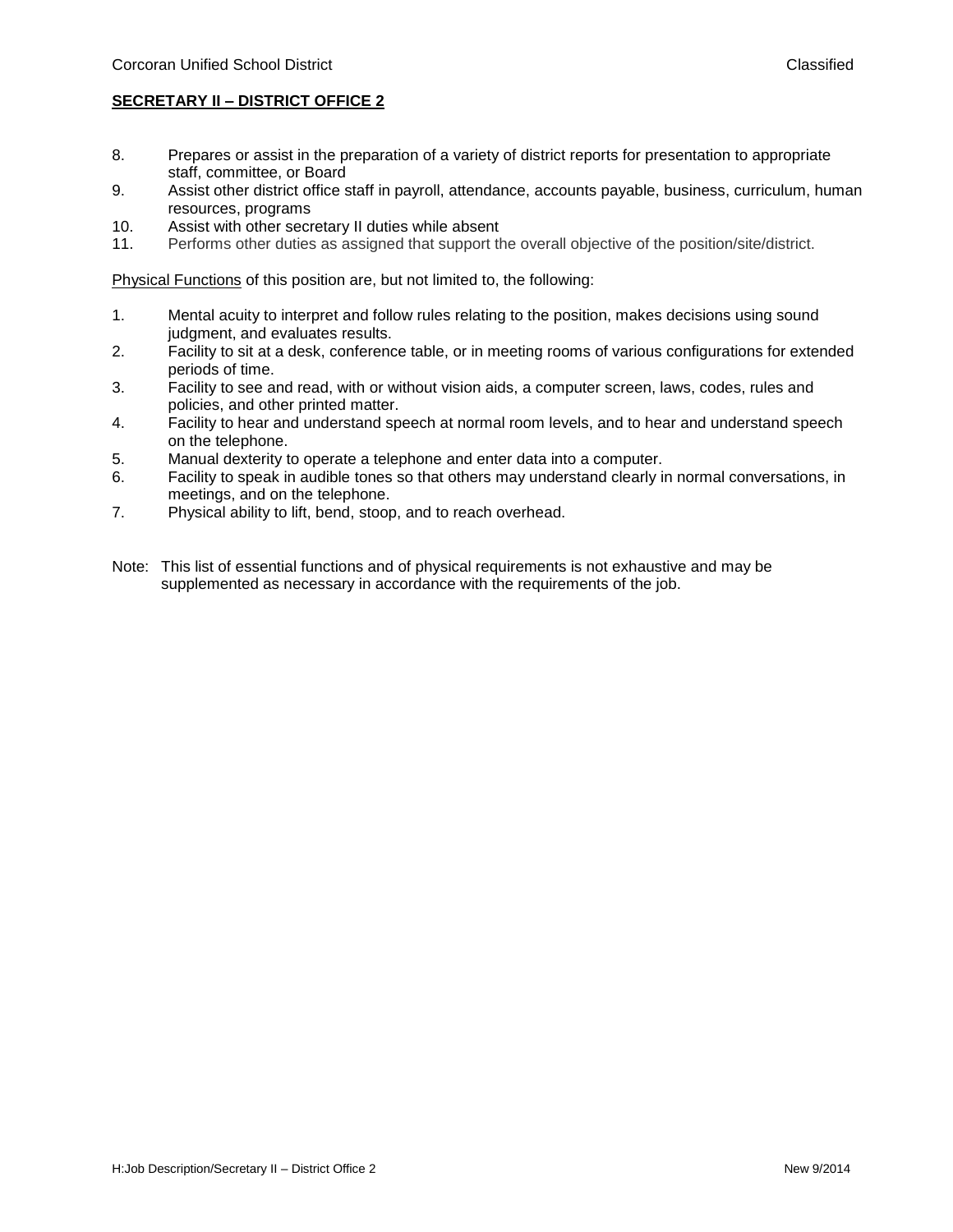**SECRETARY II – DISTRICT OFFICE 2**

8. Prepares or assist in the preparation of a variety of district reports for presentation to appropriate staff, committee, or Board
9. Assist other district office staff in payroll, attendance, accounts payable, business, curriculum, human resources, programs
10. Assist with other secretary II duties while absent
11. Performs other duties as assigned that support the overall objective of the position/site/district.

Physical Functions of this position are, but not limited to, the following:

1. Mental acuity to interpret and follow rules relating to the position, makes decisions using sound judgment, and evaluates results.
2. Facility to sit at a desk, conference table, or in meeting rooms of various configurations for extended periods of time.
3. Facility to see and read, with or without vision aids, a computer screen, laws, codes, rules and policies, and other printed matter.
4. Facility to hear and understand speech at normal room levels, and to hear and understand speech on the telephone.
5. Manual dexterity to operate a telephone and enter data into a computer.
6. Facility to speak in audible tones so that others may understand clearly in normal conversations, in meetings, and on the telephone.
7. Physical ability to lift, bend, stoop, and to reach overhead.

Note: This list of essential functions and of physical requirements is not exhaustive and may be supplemented as necessary in accordance with the requirements of the job.